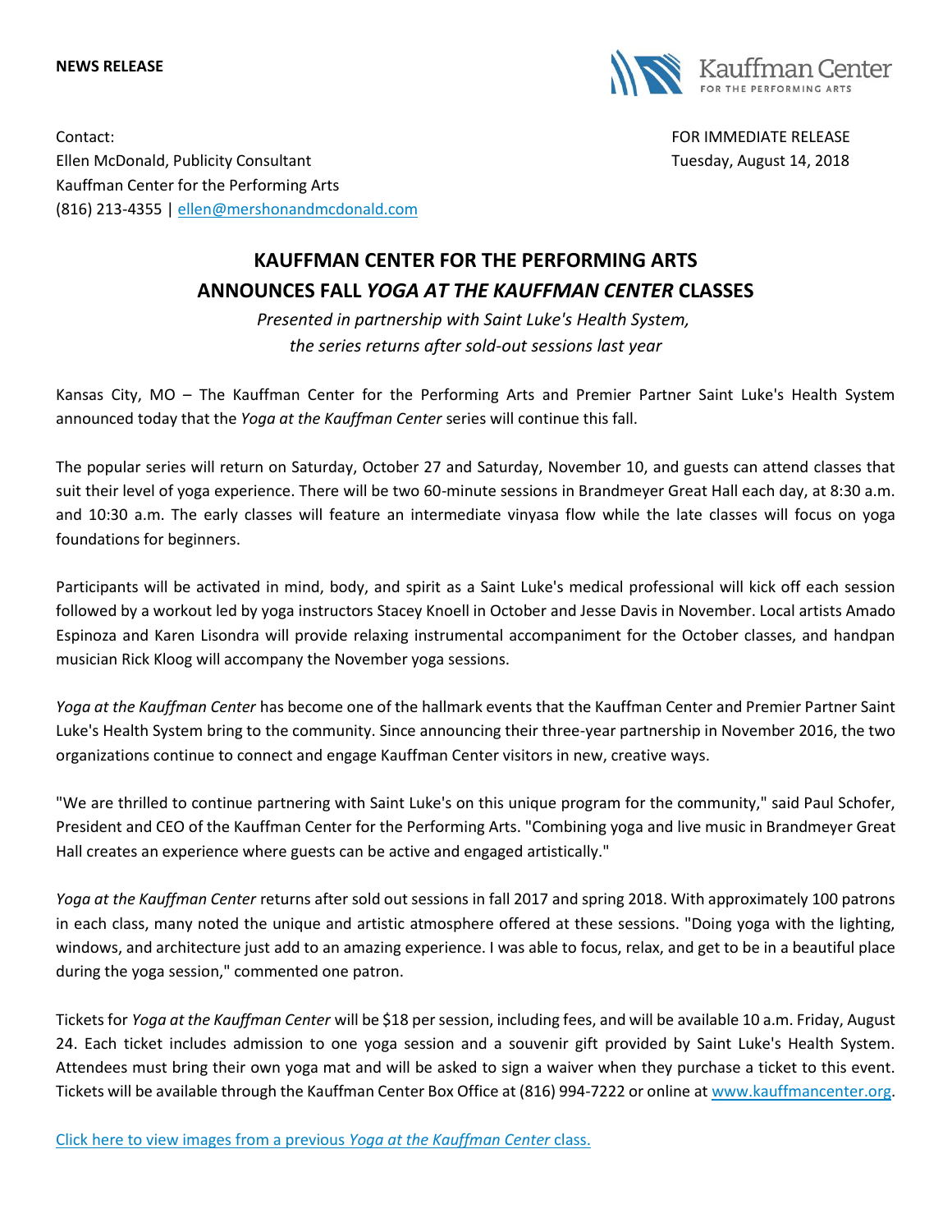**NEWS RELEASE**

Kauffman Center FOR THE PERFORMING ARTS

Contact:
Ellen McDonald, Publicity Consultant
Kauffman Center for the Performing Arts
(816) 213-4355 | [ellen@mershonandmcdonald.com](mailto:ellen@mershonandmcdonald.com)

FOR IMMEDIATE RELEASE
Tuesday, August 14, 2018

# KAUFFMAN CENTER FOR THE PERFORMING ARTS ANNOUNCES FALL *YOGA AT THE KAUFFMAN CENTER* CLASSES

*Presented in partnership with Saint Luke's Health System, the series returns after sold-out sessions last year*

Kansas City, MO – The Kauffman Center for the Performing Arts and Premier Partner Saint Luke's Health System announced today that the *Yoga at the Kauffman Center* series will continue this fall.

The popular series will return on Saturday, October 27 and Saturday, November 10, and guests can attend classes that suit their level of yoga experience. There will be two 60-minute sessions in Brandmeyer Great Hall each day, at 8:30 a.m. and 10:30 a.m. The early classes will feature an intermediate vinyasa flow while the late classes will focus on yoga foundations for beginners.

Participants will be activated in mind, body, and spirit as a Saint Luke's medical professional will kick off each session followed by a workout led by yoga instructors Stacey Knoell in October and Jesse Davis in November. Local artists Amado Espinoza and Karen Lisondra will provide relaxing instrumental accompaniment for the October classes, and handpan musician Rick Kloog will accompany the November yoga sessions.

*Yoga at the Kauffman Center* has become one of the hallmark events that the Kauffman Center and Premier Partner Saint Luke's Health System bring to the community. Since announcing their three-year partnership in November 2016, the two organizations continue to connect and engage Kauffman Center visitors in new, creative ways.

"We are thrilled to continue partnering with Saint Luke's on this unique program for the community," said Paul Schofer, President and CEO of the Kauffman Center for the Performing Arts. "Combining yoga and live music in Brandmeyer Great Hall creates an experience where guests can be active and engaged artistically."

*Yoga at the Kauffman Center* returns after sold out sessions in fall 2017 and spring 2018. With approximately 100 patrons in each class, many noted the unique and artistic atmosphere offered at these sessions. "Doing yoga with the lighting, windows, and architecture just add to an amazing experience. I was able to focus, relax, and get to be in a beautiful place during the yoga session," commented one patron.

Tickets for *Yoga at the Kauffman Center* will be $18 per session, including fees, and will be available 10 a.m. Friday, August 24. Each ticket includes admission to one yoga session and a souvenir gift provided by Saint Luke's Health System. Attendees must bring their own yoga mat and will be asked to sign a waiver when they purchase a ticket to this event. Tickets will be available through the Kauffman Center Box Office at (816) 994-7222 or online at [www.kauffmancenter.org](http://www.kauffmancenter.org).

Click here to view images from a previous *Yoga at the Kauffman Center* class.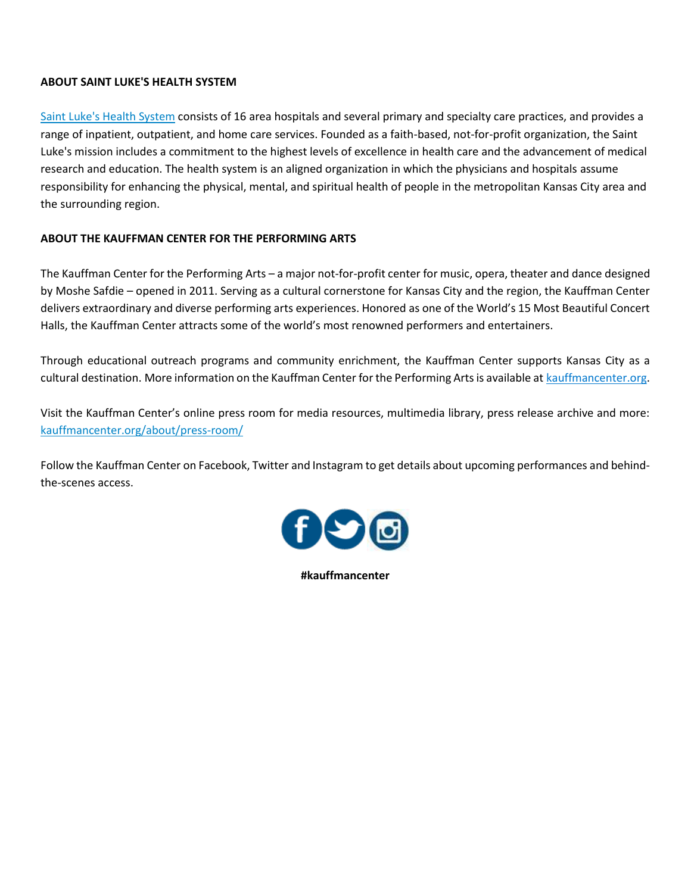**ABOUT SAINT LUKE'S HEALTH SYSTEM**

[Saint Luke's Health System](Saint Luke's Health System) consists of 16 area hospitals and several primary and specialty care practices, and provides a range of inpatient, outpatient, and home care services. Founded as a faith-based, not-for-profit organization, the Saint Luke's mission includes a commitment to the highest levels of excellence in health care and the advancement of medical research and education. The health system is an aligned organization in which the physicians and hospitals assume responsibility for enhancing the physical, mental, and spiritual health of people in the metropolitan Kansas City area and the surrounding region.

**ABOUT THE KAUFFMAN CENTER FOR THE PERFORMING ARTS**

The Kauffman Center for the Performing Arts – a major not-for-profit center for music, opera, theater and dance designed by Moshe Safdie – opened in 2011. Serving as a cultural cornerstone for Kansas City and the region, the Kauffman Center delivers extraordinary and diverse performing arts experiences. Honored as one of the World's 15 Most Beautiful Concert Halls, the Kauffman Center attracts some of the world's most renowned performers and entertainers.

Through educational outreach programs and community enrichment, the Kauffman Center supports Kansas City as a cultural destination. More information on the Kauffman Center for the Performing Arts is available at kauffmancenter.org.

Visit the Kauffman Center's online press room for media resources, multimedia library, press release archive and more: kauffmancenter.org/about/press-room/

Follow the Kauffman Center on Facebook, Twitter and Instagram to get details about upcoming performances and behind-the-scenes access.

**#kauffmancenter**